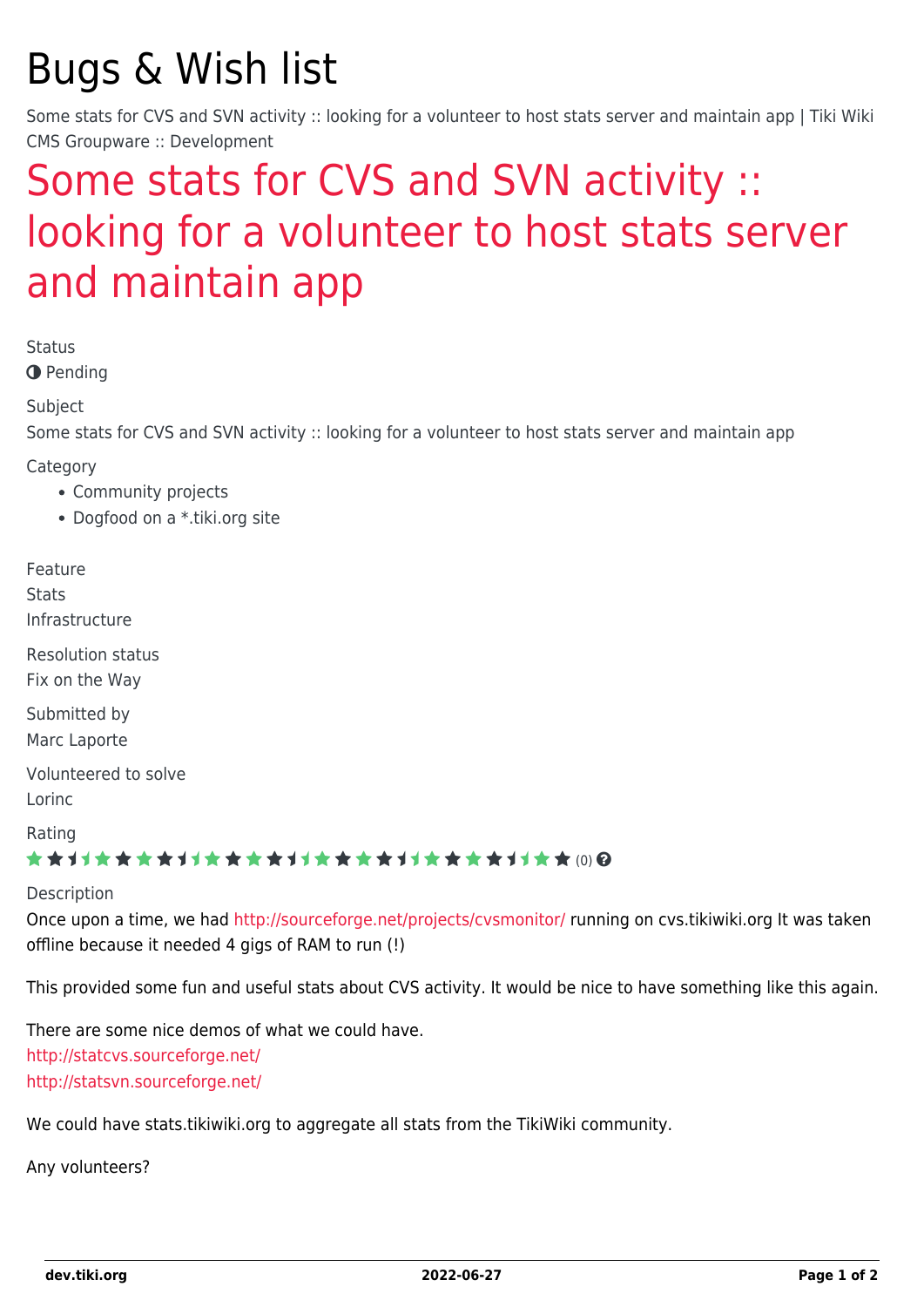# Bugs & Wish list

Some stats for CVS and SVN activity :: looking for a volunteer to host stats server and maintain app | Tiki Wiki CMS Groupware :: Development

## Some stats for CVS and SVN activity :: looking for a volunteer to host stats server and maintain app

Status

Pending

Subject

Some stats for CVS and SVN activity :: looking for a volunteer to host stats server and maintain app

Category

- Community projects
- Dogfood on a *.tiki.org site

Feature

Stats

Infrastructure

Resolution status

Fix on the Way

Submitted by

Marc Laporte

Volunteered to solve

Lorinc

Rating

(0)

Description

Once upon a time, we had http://sourceforge.net/projects/cvsmonitor/ running on cvs.tikiwiki.org It was taken offline because it needed 4 gigs of RAM to run (!)

This provided some fun and useful stats about CVS activity. It would be nice to have something like this again.

There are some nice demos of what we could have.
http://statcvs.sourceforge.net/
http://statsvn.sourceforge.net/

We could have stats.tikiwiki.org to aggregate all stats from the TikiWiki community.

Any volunteers?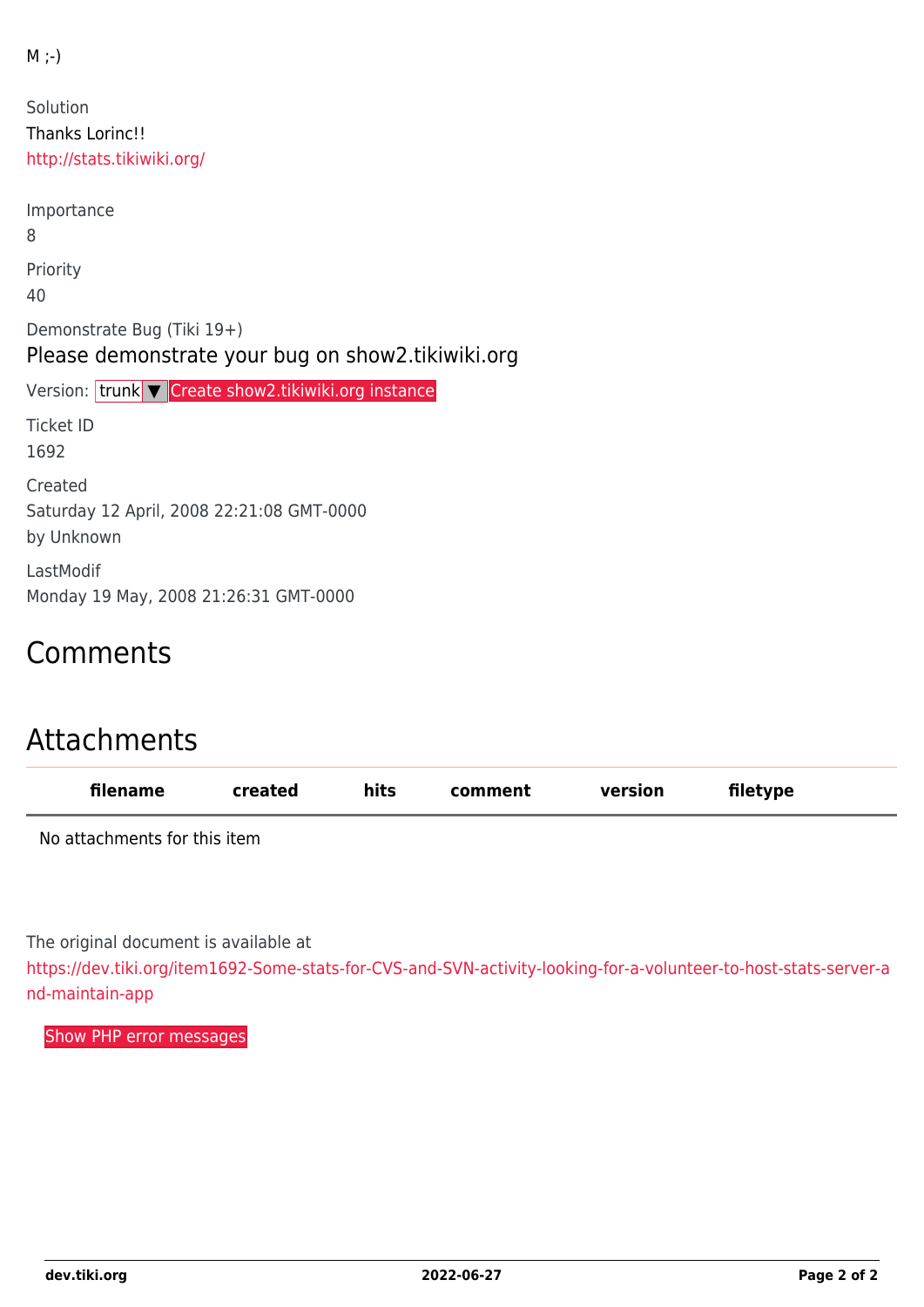M ;-)

Solution

Thanks Lorinc!!

http://stats.tikiwiki.org/

Importance

8

Priority

40

Demonstrate Bug (Tiki 19+)

Please demonstrate your bug on show2.tikiwiki.org

Version: trunk ▼ Create show2.tikiwiki.org instance

Ticket ID

1692

Created

Saturday 12 April, 2008 22:21:08 GMT-0000

by Unknown

LastModif

Monday 19 May, 2008 21:26:31 GMT-0000

## Comments

## Attachments

| filename | created | hits | comment | version | filetype |
|---|---|---|---|---|---|
| No attachments for this item | | | | | |

The original document is available at

https://dev.tiki.org/item1692-Some-stats-for-CVS-and-SVN-activity-looking-for-a-volunteer-to-host-stats-server-and-maintain-app

Show PHP error messages